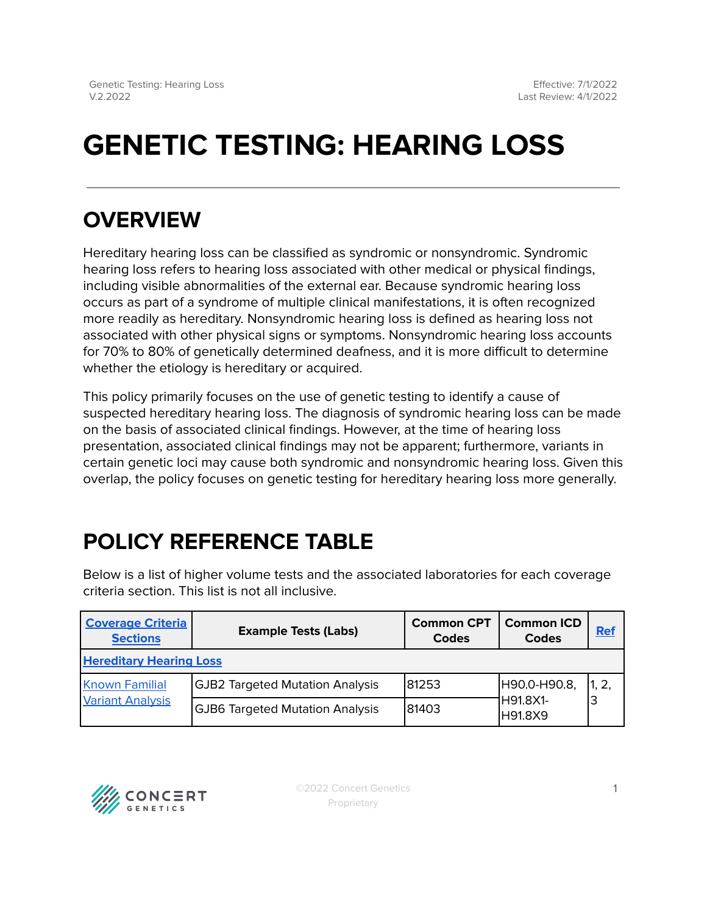# GENETIC TESTING: HEARING LOSS

## OVERVIEW

Hereditary hearing loss can be classified as syndromic or nonsyndromic. Syndromic hearing loss refers to hearing loss associated with other medical or physical findings, including visible abnormalities of the external ear. Because syndromic hearing loss occurs as part of a syndrome of multiple clinical manifestations, it is often recognized more readily as hereditary. Nonsyndromic hearing loss is defined as hearing loss not associated with other physical signs or symptoms. Nonsyndromic hearing loss accounts for 70% to 80% of genetically determined deafness, and it is more difficult to determine whether the etiology is hereditary or acquired.

This policy primarily focuses on the use of genetic testing to identify a cause of suspected hereditary hearing loss. The diagnosis of syndromic hearing loss can be made on the basis of associated clinical findings. However, at the time of hearing loss presentation, associated clinical findings may not be apparent; furthermore, variants in certain genetic loci may cause both syndromic and nonsyndromic hearing loss. Given this overlap, the policy focuses on genetic testing for hereditary hearing loss more generally.

## POLICY REFERENCE TABLE

Below is a list of higher volume tests and the associated laboratories for each coverage criteria section. This list is not all inclusive.

| Coverage Criteria Sections | Example Tests (Labs) | Common CPT Codes | Common ICD Codes | Ref |
|---|---|---|---|---|
| **Hereditary Hearing Loss** | | | | |
| Known Familial Variant Analysis | GJB2 Targeted Mutation Analysis | 81253 | H90.0-H90.8, H91.8X1-H91.8X9 | 1, 2, 3 |
| | GJB6 Targeted Mutation Analysis | 81403 | | |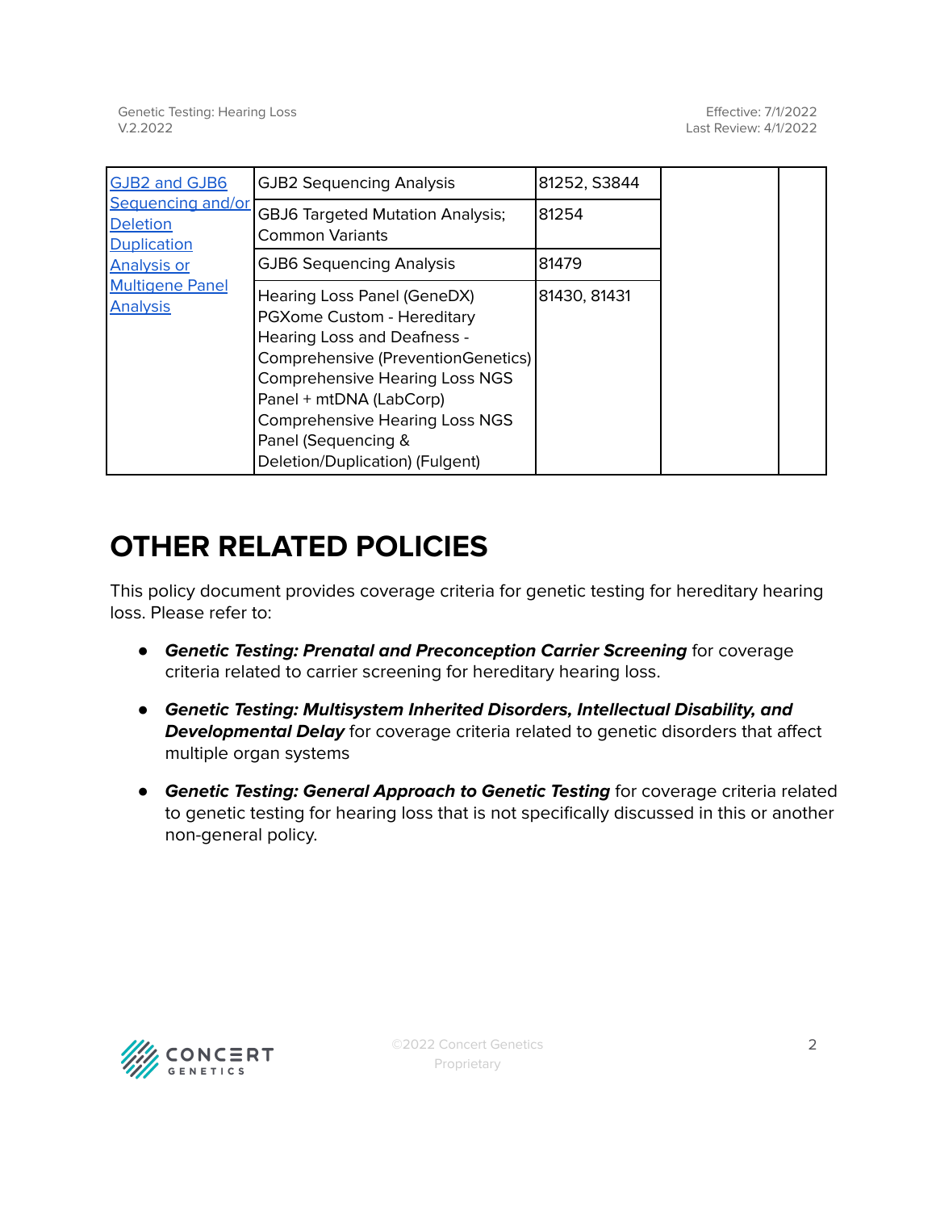| GJB2 and GJB6 Sequencing and/or Deletion Duplication Analysis or Multigene Panel Analysis | GJB2 Sequencing Analysis | 81252, S3844 | | |
|---|---|---|---|---|
| | GBJ6 Targeted Mutation Analysis; Common Variants | 81254 | | |
| | GJB6 Sequencing Analysis | 81479 | | |
| | Hearing Loss Panel (GeneDX)<br>PGXome Custom - Hereditary Hearing Loss and Deafness - Comprehensive (PreventionGenetics)<br>Comprehensive Hearing Loss NGS Panel + mtDNA (LabCorp)<br>Comprehensive Hearing Loss NGS Panel (Sequencing & Deletion/Duplication) (Fulgent) | 81430, 81431 | | |

# OTHER RELATED POLICIES

This policy document provides coverage criteria for genetic testing for hereditary hearing loss. Please refer to:

- ***Genetic Testing: Prenatal and Preconception Carrier Screening*** for coverage criteria related to carrier screening for hereditary hearing loss.
- ***Genetic Testing: Multisystem Inherited Disorders, Intellectual Disability, and Developmental Delay*** for coverage criteria related to genetic disorders that affect multiple organ systems
- ***Genetic Testing: General Approach to Genetic Testing*** for coverage criteria related to genetic testing for hearing loss that is not specifically discussed in this or another non-general policy.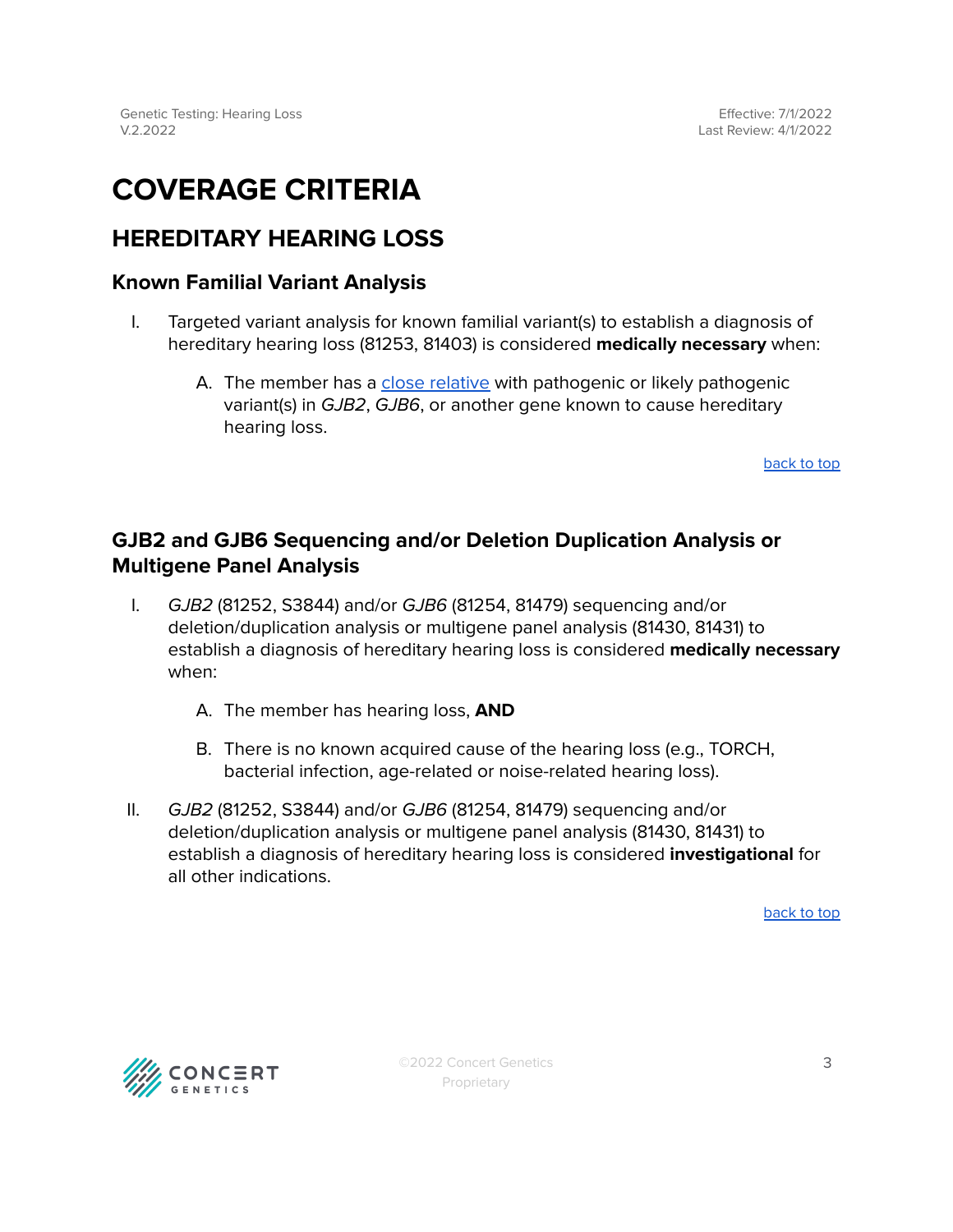# COVERAGE CRITERIA

## HEREDITARY HEARING LOSS

### Known Familial Variant Analysis

I. Targeted variant analysis for known familial variant(s) to establish a diagnosis of hereditary hearing loss (81253, 81403) is considered **medically necessary** when:

   A. The member has a close relative with pathogenic or likely pathogenic variant(s) in *GJB2*, *GJB6*, or another gene known to cause hereditary hearing loss.

back to top

### GJB2 and GJB6 Sequencing and/or Deletion Duplication Analysis or Multigene Panel Analysis

I. *GJB2* (81252, S3844) and/or *GJB6* (81254, 81479) sequencing and/or deletion/duplication analysis or multigene panel analysis (81430, 81431) to establish a diagnosis of hereditary hearing loss is considered **medically necessary** when:

   A. The member has hearing loss, **AND**

   B. There is no known acquired cause of the hearing loss (e.g., TORCH, bacterial infection, age-related or noise-related hearing loss).

II. *GJB2* (81252, S3844) and/or *GJB6* (81254, 81479) sequencing and/or deletion/duplication analysis or multigene panel analysis (81430, 81431) to establish a diagnosis of hereditary hearing loss is considered **investigational** for all other indications.

back to top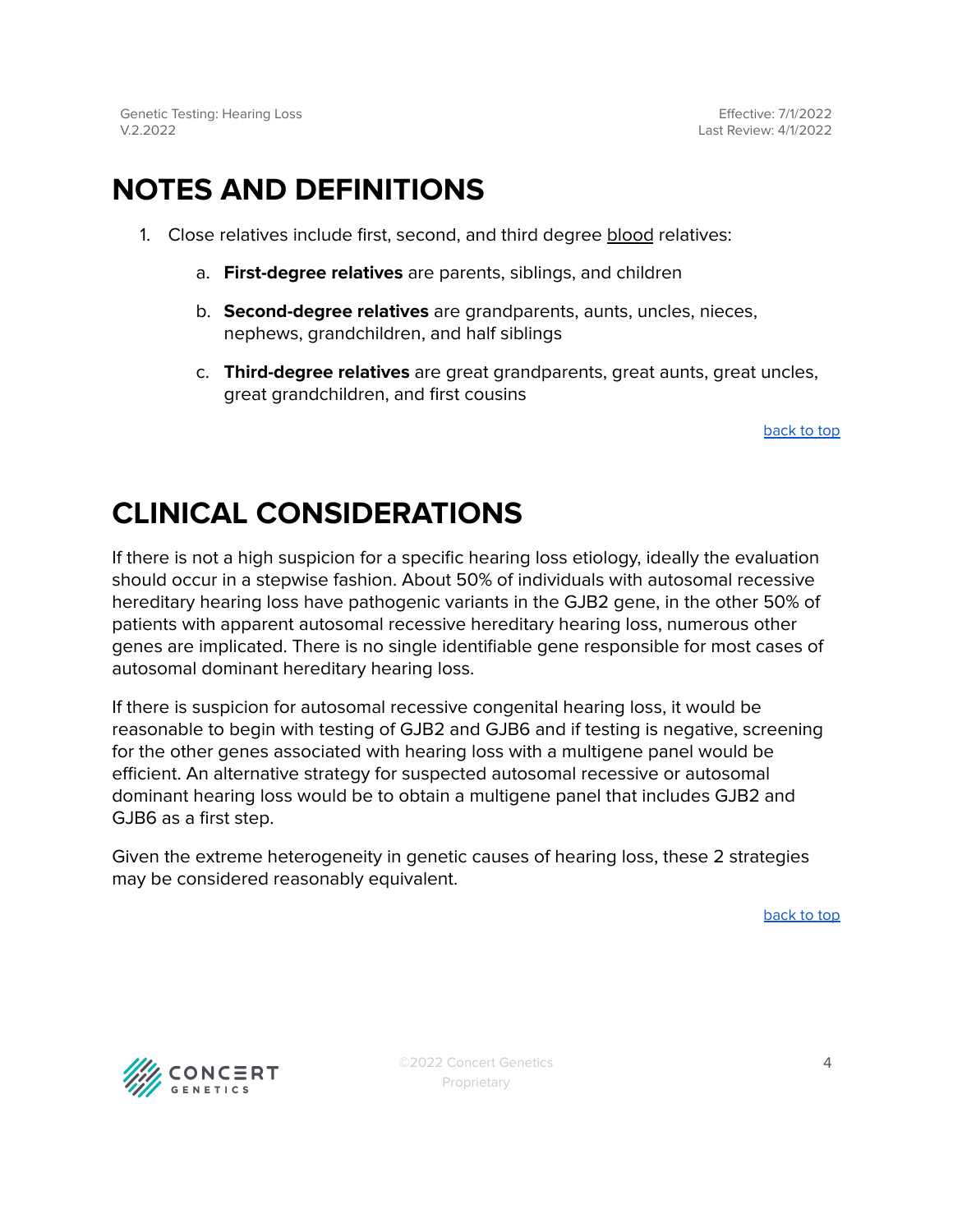# NOTES AND DEFINITIONS

1. Close relatives include first, second, and third degree blood relatives:

    a. **First-degree relatives** are parents, siblings, and children

    b. **Second-degree relatives** are grandparents, aunts, uncles, nieces, nephews, grandchildren, and half siblings

    c. **Third-degree relatives** are great grandparents, great aunts, great uncles, great grandchildren, and first cousins

back to top

# CLINICAL CONSIDERATIONS

If there is not a high suspicion for a specific hearing loss etiology, ideally the evaluation should occur in a stepwise fashion. About 50% of individuals with autosomal recessive hereditary hearing loss have pathogenic variants in the GJB2 gene, in the other 50% of patients with apparent autosomal recessive hereditary hearing loss, numerous other genes are implicated. There is no single identifiable gene responsible for most cases of autosomal dominant hereditary hearing loss.

If there is suspicion for autosomal recessive congenital hearing loss, it would be reasonable to begin with testing of GJB2 and GJB6 and if testing is negative, screening for the other genes associated with hearing loss with a multigene panel would be efficient. An alternative strategy for suspected autosomal recessive or autosomal dominant hearing loss would be to obtain a multigene panel that includes GJB2 and GJB6 as a first step.

Given the extreme heterogeneity in genetic causes of hearing loss, these 2 strategies may be considered reasonably equivalent.

back to top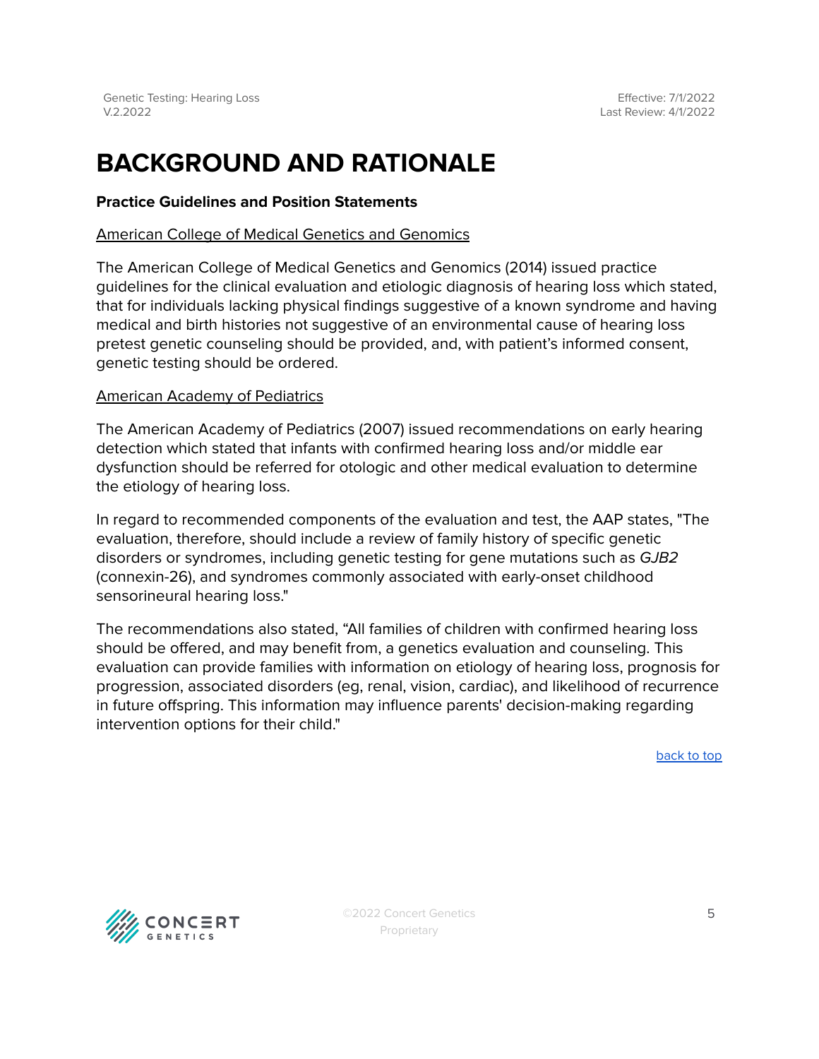# BACKGROUND AND RATIONALE

**Practice Guidelines and Position Statements**

American College of Medical Genetics and Genomics

The American College of Medical Genetics and Genomics (2014) issued practice guidelines for the clinical evaluation and etiologic diagnosis of hearing loss which stated, that for individuals lacking physical findings suggestive of a known syndrome and having medical and birth histories not suggestive of an environmental cause of hearing loss pretest genetic counseling should be provided, and, with patient's informed consent, genetic testing should be ordered.

American Academy of Pediatrics

The American Academy of Pediatrics (2007) issued recommendations on early hearing detection which stated that infants with confirmed hearing loss and/or middle ear dysfunction should be referred for otologic and other medical evaluation to determine the etiology of hearing loss.

In regard to recommended components of the evaluation and test, the AAP states, "The evaluation, therefore, should include a review of family history of specific genetic disorders or syndromes, including genetic testing for gene mutations such as *GJB2* (connexin-26), and syndromes commonly associated with early-onset childhood sensorineural hearing loss."

The recommendations also stated, "All families of children with confirmed hearing loss should be offered, and may benefit from, a genetics evaluation and counseling. This evaluation can provide families with information on etiology of hearing loss, prognosis for progression, associated disorders (eg, renal, vision, cardiac), and likelihood of recurrence in future offspring. This information may influence parents' decision-making regarding intervention options for their child."

back to top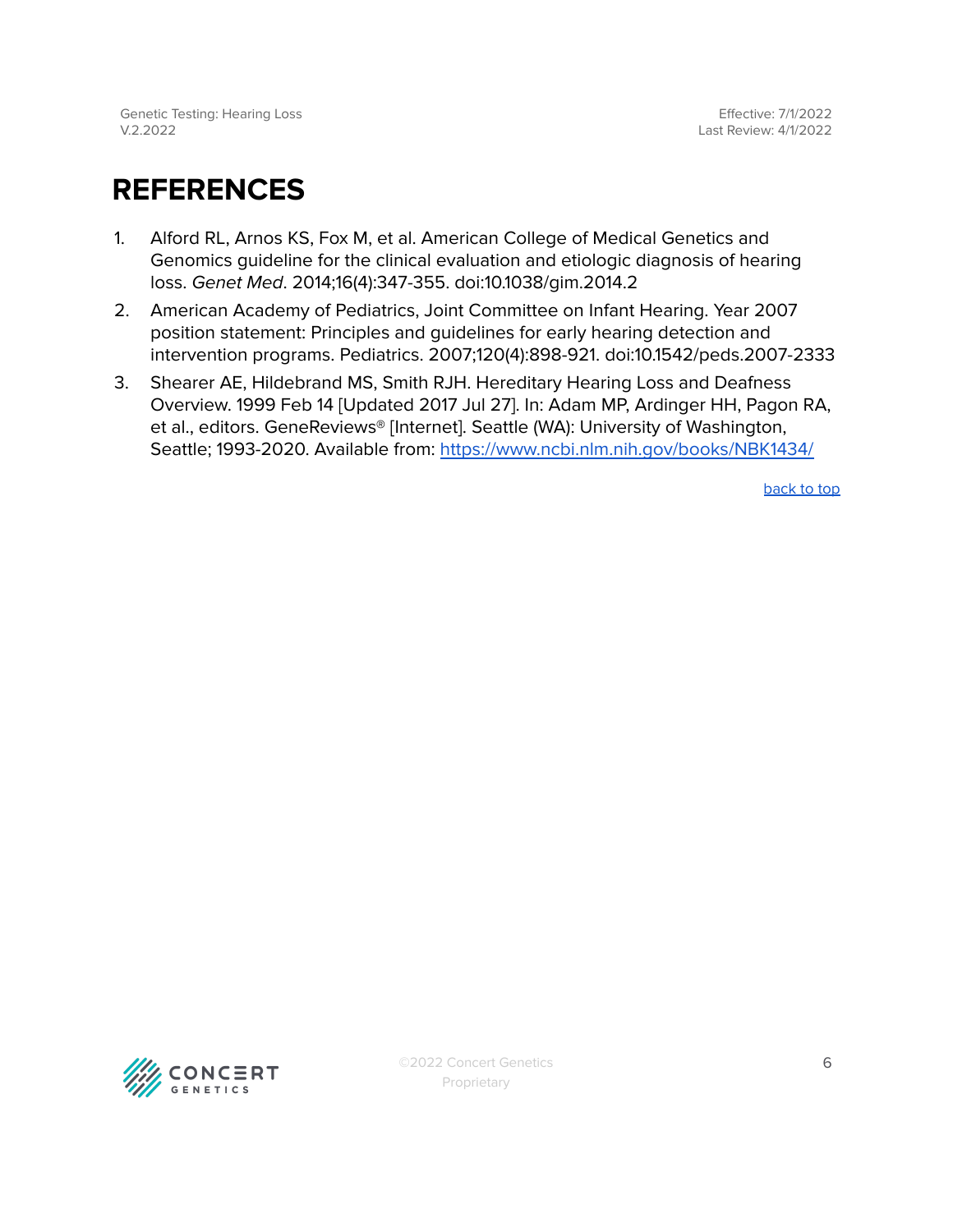# REFERENCES

1. Alford RL, Arnos KS, Fox M, et al. American College of Medical Genetics and Genomics guideline for the clinical evaluation and etiologic diagnosis of hearing loss. *Genet Med*. 2014;16(4):347-355. doi:10.1038/gim.2014.2
2. American Academy of Pediatrics, Joint Committee on Infant Hearing. Year 2007 position statement: Principles and guidelines for early hearing detection and intervention programs. Pediatrics. 2007;120(4):898-921. doi:10.1542/peds.2007-2333
3. Shearer AE, Hildebrand MS, Smith RJH. Hereditary Hearing Loss and Deafness Overview. 1999 Feb 14 [Updated 2017 Jul 27]. In: Adam MP, Ardinger HH, Pagon RA, et al., editors. GeneReviews® [Internet]. Seattle (WA): University of Washington, Seattle; 1993-2020. Available from: https://www.ncbi.nlm.nih.gov/books/NBK1434/

back to top